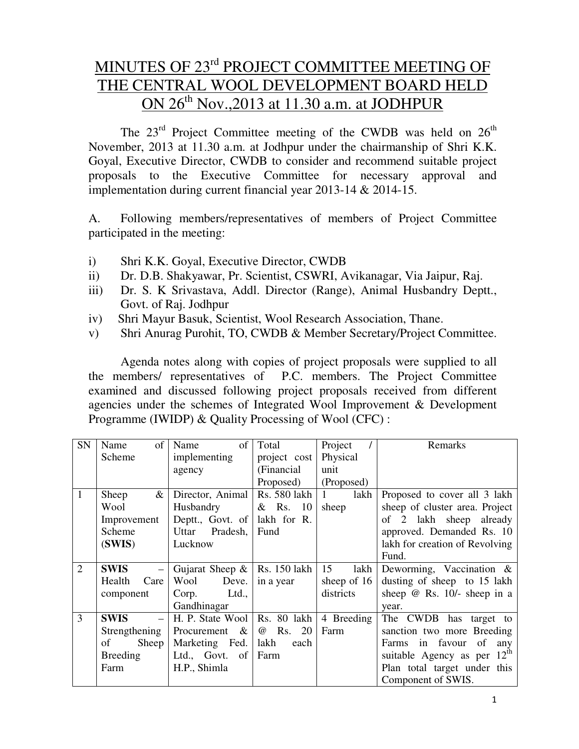# MINUTES OF 23rd PROJECT COMMITTEE MEETING OF THE CENTRAL WOOL DEVELOPMENT BOARD HELD ON 26th Nov.,2013 at 11.30 a.m. at JODHPUR

The 23rd Project Committee meeting of the CWDB was held on 26th November, 2013 at 11.30 a.m. at Jodhpur under the chairmanship of Shri K.K. Goyal, Executive Director, CWDB to consider and recommend suitable project proposals to the Executive Committee for necessary approval and implementation during current financial year 2013-14 & 2014-15.

A. Following members/representatives of members of Project Committee participated in the meeting:

i) Shri K.K. Goyal, Executive Director, CWDB
ii) Dr. D.B. Shakyawar, Pr. Scientist, CSWRI, Avikanagar, Via Jaipur, Raj.
iii) Dr. S. K Srivastava, Addl. Director (Range), Animal Husbandry Deptt., Govt. of Raj. Jodhpur
iv) Shri Mayur Basuk, Scientist, Wool Research Association, Thane.
v) Shri Anurag Purohit, TO, CWDB & Member Secretary/Project Committee.

Agenda notes along with copies of project proposals were supplied to all the members/ representatives of P.C. members. The Project Committee examined and discussed following project proposals received from different agencies under the schemes of Integrated Wool Improvement & Development Programme (IWIDP) & Quality Processing of Wool (CFC) :

| SN | Name of Scheme | Name of implementing agency | Total project cost (Financial Proposed) | Project / Physical unit (Proposed) | Remarks |
|---|---|---|---|---|---|
| 1 | Sheep & Wool Improvement Scheme (**SWIS**) | Director, Animal Husbandry Deptt., Govt. of Uttar Pradesh, Lucknow | Rs. 580 lakh & Rs. 10 lakh for R. Fund | 1 lakh sheep | Proposed to cover all 3 lakh sheep of cluster area. Project of 2 lakh sheep already approved. Demanded Rs. 10 lakh for creation of Revolving Fund. |
| 2 | **SWIS** – Health Care component | Gujarat Sheep & Wool Deve. Corp. Ltd., Gandhinagar | Rs. 150 lakh in a year | 15 lakh sheep of 16 districts | Deworming, Vaccination & dusting of sheep to 15 lakh sheep @ Rs. 10/- sheep in a year. |
| 3 | **SWIS** – Strengthening of Sheep Breeding Farm | H. P. State Wool Procurement & Marketing Fed. Ltd., Govt. of H.P., Shimla | Rs. 80 lakh @ Rs. 20 lakh each Farm | 4 Breeding Farm | The CWDB has target to sanction two more Breeding Farms in favour of any suitable Agency as per 12th Plan total target under this Component of SWIS. |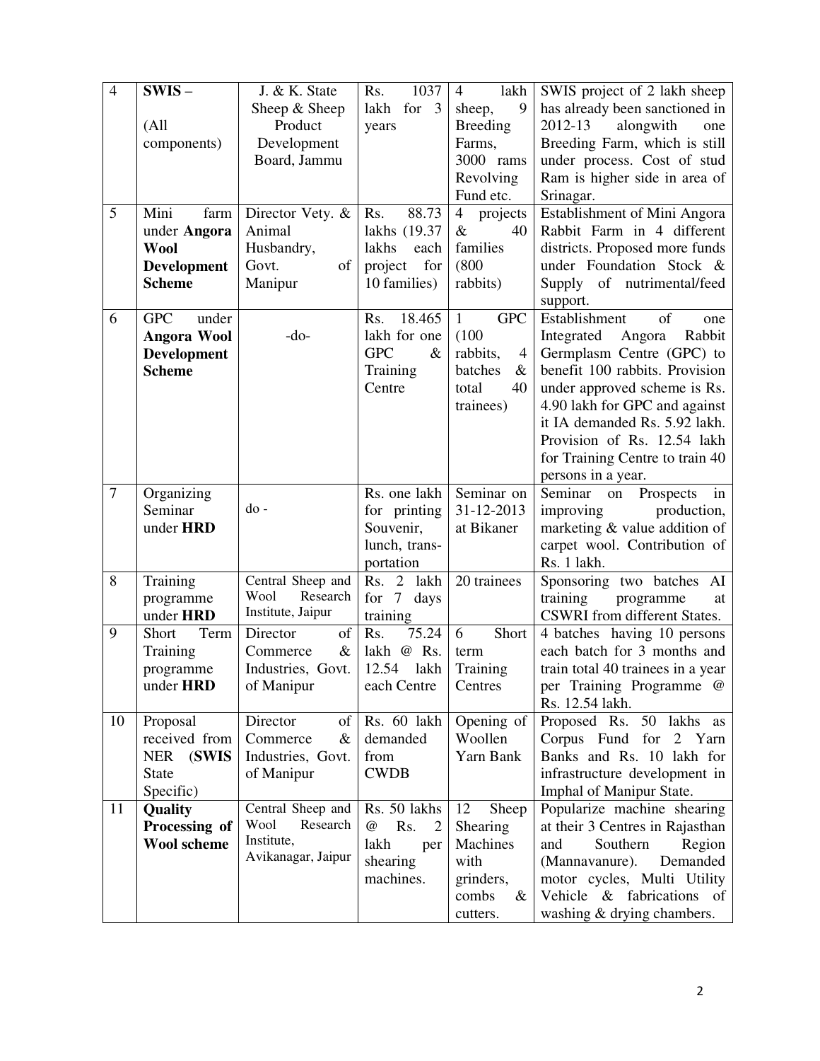| 4 | **SWIS** – (All components) | J. & K. State Sheep & Sheep Product Development Board, Jammu | Rs. 1037 lakh for 3 years | 4 lakh sheep, 9 Breeding Farms, 3000 rams Revolving Fund etc. | SWIS project of 2 lakh sheep has already been sanctioned in 2012-13 alongwith one Breeding Farm, which is still under process. Cost of stud Ram is higher side in area of Srinagar. |
|---|---|---|---|---|---|
| 5 | Mini farm under **Angora Wool Development Scheme** | Director Vety. & Animal Husbandry, Govt. of Manipur | Rs. 88.73 lakhs (19.37 lakhs each project for 10 families) | 4 projects & 40 families (800 rabbits) | Establishment of Mini Angora Rabbit Farm in 4 different districts. Proposed more funds under Foundation Stock & Supply of nutrimental/feed support. |
| 6 | GPC under **Angora Wool Development Scheme** | -do- | Rs. 18.465 lakh for one GPC & Training Centre | 1 GPC (100 rabbits, 4 batches & total 40 trainees) | Establishment of one Integrated Angora Rabbit Germplasm Centre (GPC) to benefit 100 rabbits. Provision under approved scheme is Rs. 4.90 lakh for GPC and against it IA demanded Rs. 5.92 lakh. Provision of Rs. 12.54 lakh for Training Centre to train 40 persons in a year. |
| 7 | Organizing Seminar under **HRD** | do - | Rs. one lakh for printing Souvenir, lunch, trans-portation | Seminar on 31-12-2013 at Bikaner | Seminar on Prospects in improving production, marketing & value addition of carpet wool. Contribution of Rs. 1 lakh. |
| 8 | Training programme under **HRD** | Central Sheep and Wool Research Institute, Jaipur | Rs. 2 lakh for 7 days training | 20 trainees | Sponsoring two batches AI training programme at CSWRI from different States. |
| 9 | Short Term Training programme under **HRD** | Director of Commerce & Industries, Govt. of Manipur | Rs. 75.24 lakh @ Rs. 12.54 lakh each Centre | 6 Short term Training Centres | 4 batches having 10 persons each batch for 3 months and train total 40 trainees in a year per Training Programme @ Rs. 12.54 lakh. |
| 10 | Proposal received from NER (**SWIS** State Specific) | Director of Commerce & Industries, Govt. of Manipur | Rs. 60 lakh demanded from CWDB | Opening of Woollen Yarn Bank | Proposed Rs. 50 lakhs as Corpus Fund for 2 Yarn Banks and Rs. 10 lakh for infrastructure development in Imphal of Manipur State. |
| 11 | **Quality Processing of Wool scheme** | Central Sheep and Wool Research Institute, Avikanagar, Jaipur | Rs. 50 lakhs @ Rs. 2 lakh per shearing machines. | 12 Sheep Shearing Machines with grinders, combs & cutters. | Popularize machine shearing at their 3 Centres in Rajasthan and Southern Region (Mannavanure). Demanded motor cycles, Multi Utility Vehicle & fabrications of washing & drying chambers. |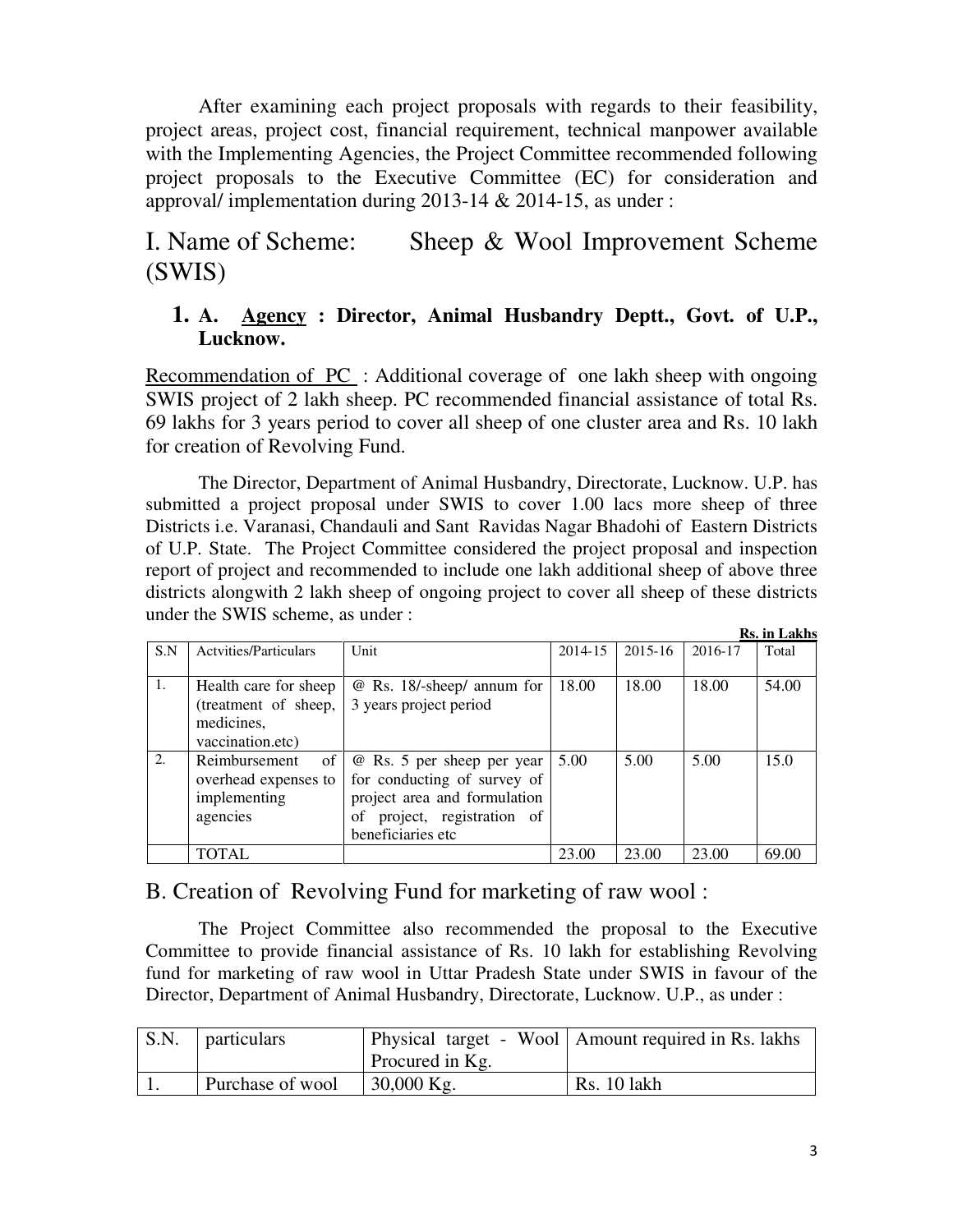After examining each project proposals with regards to their feasibility, project areas, project cost, financial requirement, technical manpower available with the Implementing Agencies, the Project Committee recommended following project proposals to the Executive Committee (EC) for consideration and approval/ implementation during 2013-14 & 2014-15, as under :

# I. Name of Scheme: Sheep & Wool Improvement Scheme (SWIS)

### 1. A. <u>Agency</u> : Director, Animal Husbandry Deptt., Govt. of U.P., Lucknow.

<u>Recommendation of PC</u> : Additional coverage of one lakh sheep with ongoing SWIS project of 2 lakh sheep. PC recommended financial assistance of total Rs. 69 lakhs for 3 years period to cover all sheep of one cluster area and Rs. 10 lakh for creation of Revolving Fund.

The Director, Department of Animal Husbandry, Directorate, Lucknow. U.P. has submitted a project proposal under SWIS to cover 1.00 lacs more sheep of three Districts i.e. Varanasi, Chandauli and Sant Ravidas Nagar Bhadohi of Eastern Districts of U.P. State. The Project Committee considered the project proposal and inspection report of project and recommended to include one lakh additional sheep of above three districts alongwith 2 lakh sheep of ongoing project to cover all sheep of these districts under the SWIS scheme, as under :

**Rs. in Lakhs**

| S.N | Actvities/Particulars | Unit | 2014-15 | 2015-16 | 2016-17 | Total |
|---|---|---|---|---|---|---|
| 1. | Health care for sheep (treatment of sheep, medicines, vaccination.etc) | @ Rs. 18/-sheep/ annum for 3 years project period | 18.00 | 18.00 | 18.00 | 54.00 |
| 2. | Reimbursement of overhead expenses to implementing agencies | @ Rs. 5 per sheep per year for conducting of survey of project area and formulation of project, registration of beneficiaries etc | 5.00 | 5.00 | 5.00 | 15.0 |
| | TOTAL | | 23.00 | 23.00 | 23.00 | 69.00 |

## B. Creation of Revolving Fund for marketing of raw wool :

The Project Committee also recommended the proposal to the Executive Committee to provide financial assistance of Rs. 10 lakh for establishing Revolving fund for marketing of raw wool in Uttar Pradesh State under SWIS in favour of the Director, Department of Animal Husbandry, Directorate, Lucknow. U.P., as under :

| S.N. | particulars | Physical target - Wool Procured in Kg. | Amount required in Rs. lakhs |
|---|---|---|---|
| 1. | Purchase of wool | 30,000 Kg. | Rs. 10 lakh |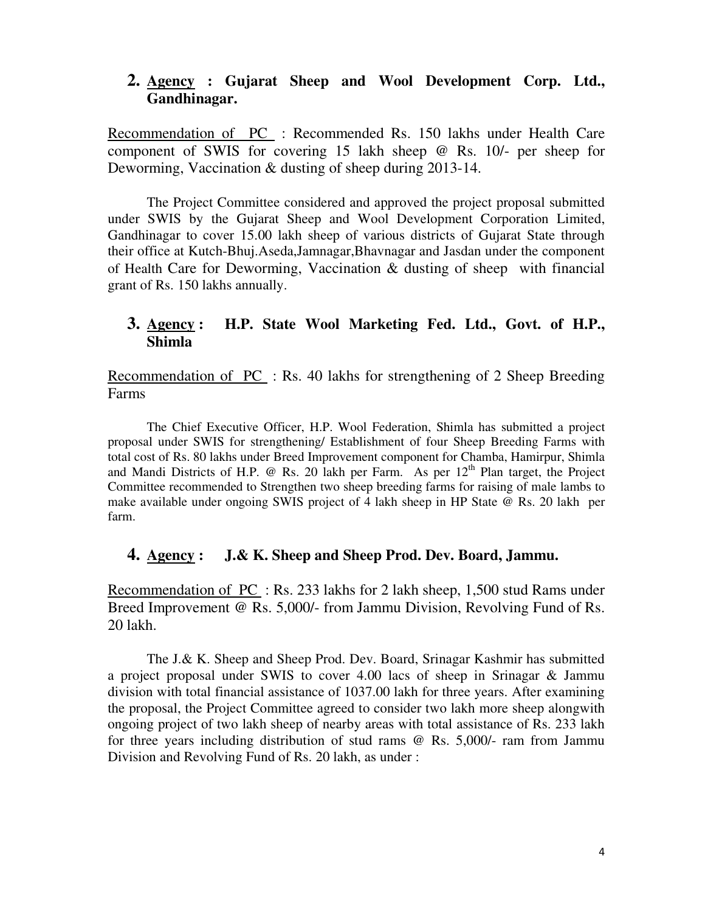## 2. <u>Agency</u> : Gujarat Sheep and Wool Development Corp. Ltd., Gandhinagar.

<u>Recommendation of PC</u> : Recommended Rs. 150 lakhs under Health Care component of SWIS for covering 15 lakh sheep @ Rs. 10/- per sheep for Deworming, Vaccination & dusting of sheep during 2013-14.

The Project Committee considered and approved the project proposal submitted under SWIS by the Gujarat Sheep and Wool Development Corporation Limited, Gandhinagar to cover 15.00 lakh sheep of various districts of Gujarat State through their office at Kutch-Bhuj.Aseda,Jamnagar,Bhavnagar and Jasdan under the component of Health Care for Deworming, Vaccination & dusting of sheep with financial grant of Rs. 150 lakhs annually.

## 3. <u>Agency</u> : H.P. State Wool Marketing Fed. Ltd., Govt. of H.P., Shimla

<u>Recommendation of PC</u> : Rs. 40 lakhs for strengthening of 2 Sheep Breeding Farms

The Chief Executive Officer, H.P. Wool Federation, Shimla has submitted a project proposal under SWIS for strengthening/ Establishment of four Sheep Breeding Farms with total cost of Rs. 80 lakhs under Breed Improvement component for Chamba, Hamirpur, Shimla and Mandi Districts of H.P. @ Rs. 20 lakh per Farm. As per 12th Plan target, the Project Committee recommended to Strengthen two sheep breeding farms for raising of male lambs to make available under ongoing SWIS project of 4 lakh sheep in HP State @ Rs. 20 lakh per farm.

## 4. <u>Agency</u> : J.& K. Sheep and Sheep Prod. Dev. Board, Jammu.

<u>Recommendation of PC</u> : Rs. 233 lakhs for 2 lakh sheep, 1,500 stud Rams under Breed Improvement @ Rs. 5,000/- from Jammu Division, Revolving Fund of Rs. 20 lakh.

The J.& K. Sheep and Sheep Prod. Dev. Board, Srinagar Kashmir has submitted a project proposal under SWIS to cover 4.00 lacs of sheep in Srinagar & Jammu division with total financial assistance of 1037.00 lakh for three years. After examining the proposal, the Project Committee agreed to consider two lakh more sheep alongwith ongoing project of two lakh sheep of nearby areas with total assistance of Rs. 233 lakh for three years including distribution of stud rams @ Rs. 5,000/- ram from Jammu Division and Revolving Fund of Rs. 20 lakh, as under :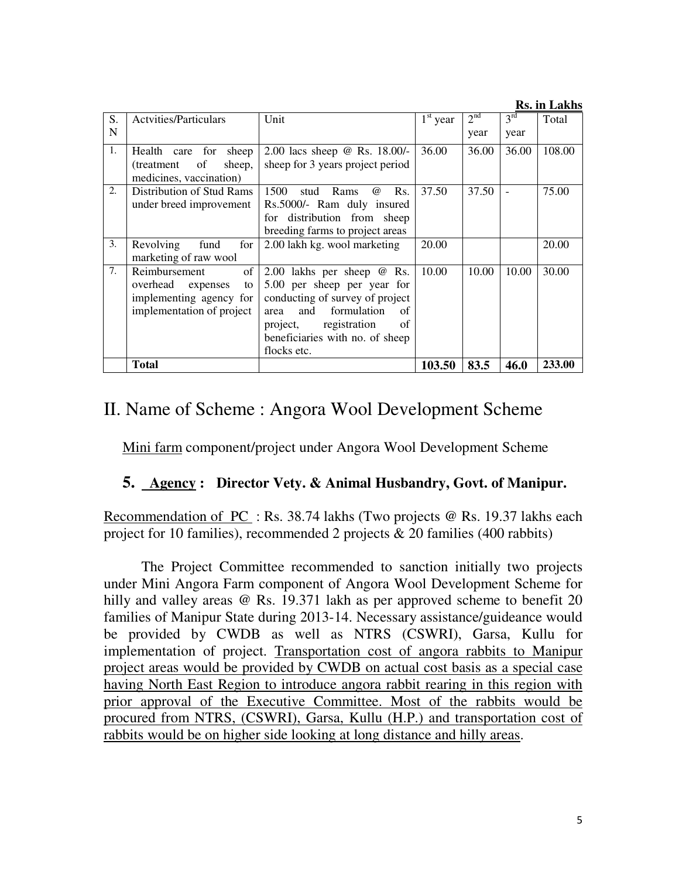**Rs. in Lakhs**

| S. N | Actvities/Particulars | Unit | 1st year | 2nd year | 3rd year | Total |
|---|---|---|---|---|---|---|
| 1. | Health care for sheep (treatment of sheep, medicines, vaccination) | 2.00 lacs sheep @ Rs. 18.00/- sheep for 3 years project period | 36.00 | 36.00 | 36.00 | 108.00 |
| 2. | Distribution of Stud Rams under breed improvement | 1500 stud Rams @ Rs. Rs.5000/- Ram duly insured for distribution from sheep breeding farms to project areas | 37.50 | 37.50 | - | 75.00 |
| 3. | Revolving fund for marketing of raw wool | 2.00 lakh kg. wool marketing | 20.00 | | | 20.00 |
| 7. | Reimbursement of overhead expenses to implementing agency for implementation of project | 2.00 lakhs per sheep @ Rs. 5.00 per sheep per year for conducting of survey of project area and formulation of project, registration of beneficiaries with no. of sheep flocks etc. | 10.00 | 10.00 | 10.00 | 30.00 |
| | **Total** | | **103.50** | **83.5** | **46.0** | **233.00** |

# II. Name of Scheme : Angora Wool Development Scheme

Mini farm component/project under Angora Wool Development Scheme

### 5. Agency : Director Vety. & Animal Husbandry, Govt. of Manipur.

Recommendation of PC : Rs. 38.74 lakhs (Two projects @ Rs. 19.37 lakhs each project for 10 families), recommended 2 projects & 20 families (400 rabbits)

The Project Committee recommended to sanction initially two projects under Mini Angora Farm component of Angora Wool Development Scheme for hilly and valley areas @ Rs. 19.371 lakh as per approved scheme to benefit 20 families of Manipur State during 2013-14. Necessary assistance/guideance would be provided by CWDB as well as NTRS (CSWRI), Garsa, Kullu for implementation of project. Transportation cost of angora rabbits to Manipur project areas would be provided by CWDB on actual cost basis as a special case having North East Region to introduce angora rabbit rearing in this region with prior approval of the Executive Committee. Most of the rabbits would be procured from NTRS, (CSWRI), Garsa, Kullu (H.P.) and transportation cost of rabbits would be on higher side looking at long distance and hilly areas.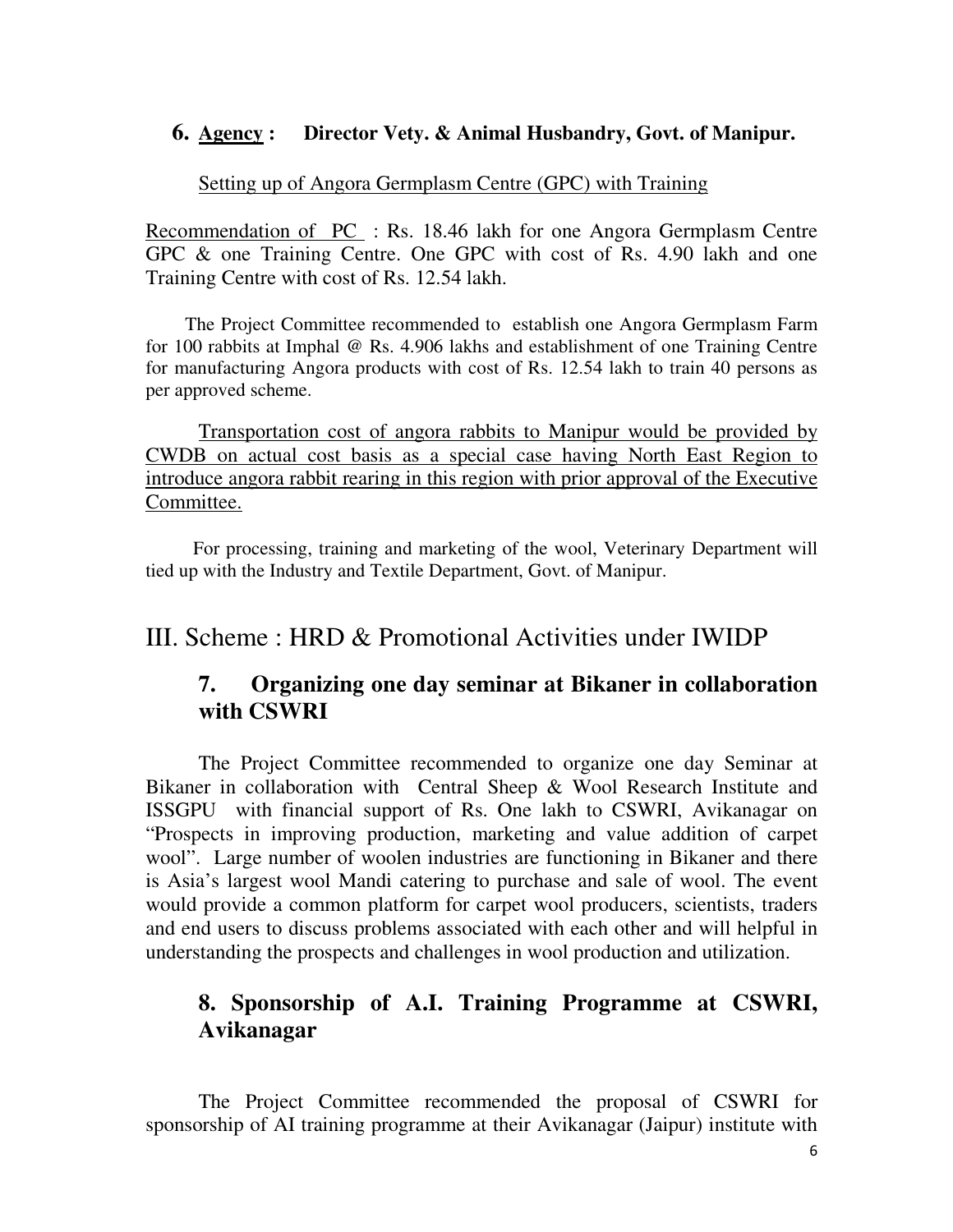**6. Agency : Director Vety. & Animal Husbandry, Govt. of Manipur.**

Setting up of Angora Germplasm Centre (GPC) with Training

Recommendation of PC : Rs. 18.46 lakh for one Angora Germplasm Centre GPC & one Training Centre. One GPC with cost of Rs. 4.90 lakh and one Training Centre with cost of Rs. 12.54 lakh.

The Project Committee recommended to establish one Angora Germplasm Farm for 100 rabbits at Imphal @ Rs. 4.906 lakhs and establishment of one Training Centre for manufacturing Angora products with cost of Rs. 12.54 lakh to train 40 persons as per approved scheme.

Transportation cost of angora rabbits to Manipur would be provided by CWDB on actual cost basis as a special case having North East Region to introduce angora rabbit rearing in this region with prior approval of the Executive Committee.

For processing, training and marketing of the wool, Veterinary Department will tied up with the Industry and Textile Department, Govt. of Manipur.

## III. Scheme : HRD & Promotional Activities under IWIDP

### 7. Organizing one day seminar at Bikaner in collaboration with CSWRI

The Project Committee recommended to organize one day Seminar at Bikaner in collaboration with Central Sheep & Wool Research Institute and ISSGPU with financial support of Rs. One lakh to CSWRI, Avikanagar on "Prospects in improving production, marketing and value addition of carpet wool". Large number of woolen industries are functioning in Bikaner and there is Asia's largest wool Mandi catering to purchase and sale of wool. The event would provide a common platform for carpet wool producers, scientists, traders and end users to discuss problems associated with each other and will helpful in understanding the prospects and challenges in wool production and utilization.

### 8. Sponsorship of A.I. Training Programme at CSWRI, Avikanagar

The Project Committee recommended the proposal of CSWRI for sponsorship of AI training programme at their Avikanagar (Jaipur) institute with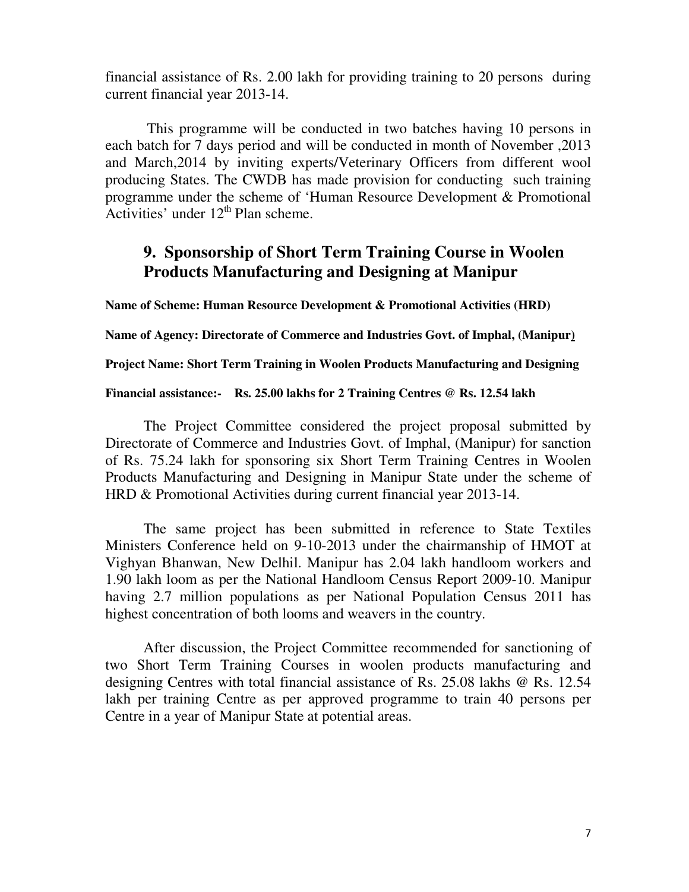financial assistance of Rs. 2.00 lakh for providing training to 20 persons during current financial year 2013-14.

This programme will be conducted in two batches having 10 persons in each batch for 7 days period and will be conducted in month of November ,2013 and March,2014 by inviting experts/Veterinary Officers from different wool producing States. The CWDB has made provision for conducting such training programme under the scheme of 'Human Resource Development & Promotional Activities' under 12th Plan scheme.

## 9. Sponsorship of Short Term Training Course in Woolen Products Manufacturing and Designing at Manipur

**Name of Scheme: Human Resource Development & Promotional Activities (HRD)**

**Name of Agency: Directorate of Commerce and Industries Govt. of Imphal, (Manipur)**

**Project Name: Short Term Training in Woolen Products Manufacturing and Designing**

**Financial assistance:- Rs. 25.00 lakhs for 2 Training Centres @ Rs. 12.54 lakh**

The Project Committee considered the project proposal submitted by Directorate of Commerce and Industries Govt. of Imphal, (Manipur) for sanction of Rs. 75.24 lakh for sponsoring six Short Term Training Centres in Woolen Products Manufacturing and Designing in Manipur State under the scheme of HRD & Promotional Activities during current financial year 2013-14.

The same project has been submitted in reference to State Textiles Ministers Conference held on 9-10-2013 under the chairmanship of HMOT at Vighyan Bhanwan, New Delhil. Manipur has 2.04 lakh handloom workers and 1.90 lakh loom as per the National Handloom Census Report 2009-10. Manipur having 2.7 million populations as per National Population Census 2011 has highest concentration of both looms and weavers in the country.

After discussion, the Project Committee recommended for sanctioning of two Short Term Training Courses in woolen products manufacturing and designing Centres with total financial assistance of Rs. 25.08 lakhs @ Rs. 12.54 lakh per training Centre as per approved programme to train 40 persons per Centre in a year of Manipur State at potential areas.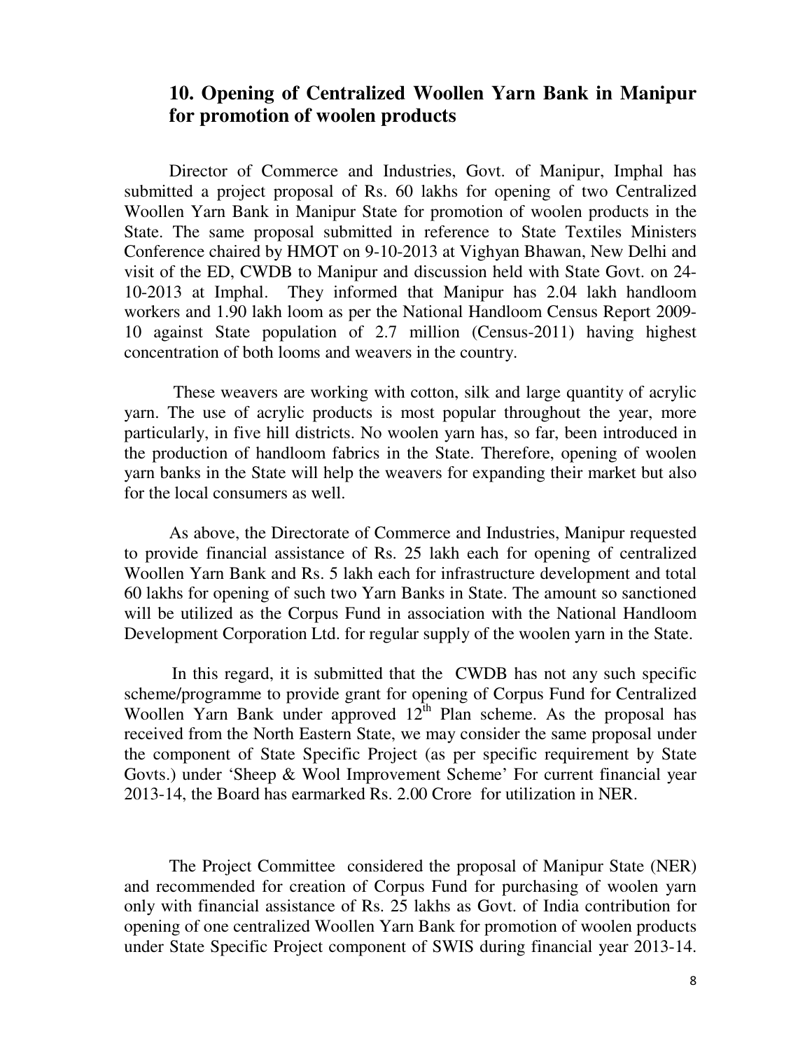## 10. Opening of Centralized Woollen Yarn Bank in Manipur for promotion of woolen products

Director of Commerce and Industries, Govt. of Manipur, Imphal has submitted a project proposal of Rs. 60 lakhs for opening of two Centralized Woollen Yarn Bank in Manipur State for promotion of woolen products in the State. The same proposal submitted in reference to State Textiles Ministers Conference chaired by HMOT on 9-10-2013 at Vighyan Bhawan, New Delhi and visit of the ED, CWDB to Manipur and discussion held with State Govt. on 24-10-2013 at Imphal. They informed that Manipur has 2.04 lakh handloom workers and 1.90 lakh loom as per the National Handloom Census Report 2009-10 against State population of 2.7 million (Census-2011) having highest concentration of both looms and weavers in the country.

These weavers are working with cotton, silk and large quantity of acrylic yarn. The use of acrylic products is most popular throughout the year, more particularly, in five hill districts. No woolen yarn has, so far, been introduced in the production of handloom fabrics in the State. Therefore, opening of woolen yarn banks in the State will help the weavers for expanding their market but also for the local consumers as well.

As above, the Directorate of Commerce and Industries, Manipur requested to provide financial assistance of Rs. 25 lakh each for opening of centralized Woollen Yarn Bank and Rs. 5 lakh each for infrastructure development and total 60 lakhs for opening of such two Yarn Banks in State. The amount so sanctioned will be utilized as the Corpus Fund in association with the National Handloom Development Corporation Ltd. for regular supply of the woolen yarn in the State.

In this regard, it is submitted that the CWDB has not any such specific scheme/programme to provide grant for opening of Corpus Fund for Centralized Woollen Yarn Bank under approved 12th Plan scheme. As the proposal has received from the North Eastern State, we may consider the same proposal under the component of State Specific Project (as per specific requirement by State Govts.) under 'Sheep & Wool Improvement Scheme' For current financial year 2013-14, the Board has earmarked Rs. 2.00 Crore for utilization in NER.

The Project Committee considered the proposal of Manipur State (NER) and recommended for creation of Corpus Fund for purchasing of woolen yarn only with financial assistance of Rs. 25 lakhs as Govt. of India contribution for opening of one centralized Woollen Yarn Bank for promotion of woolen products under State Specific Project component of SWIS during financial year 2013-14.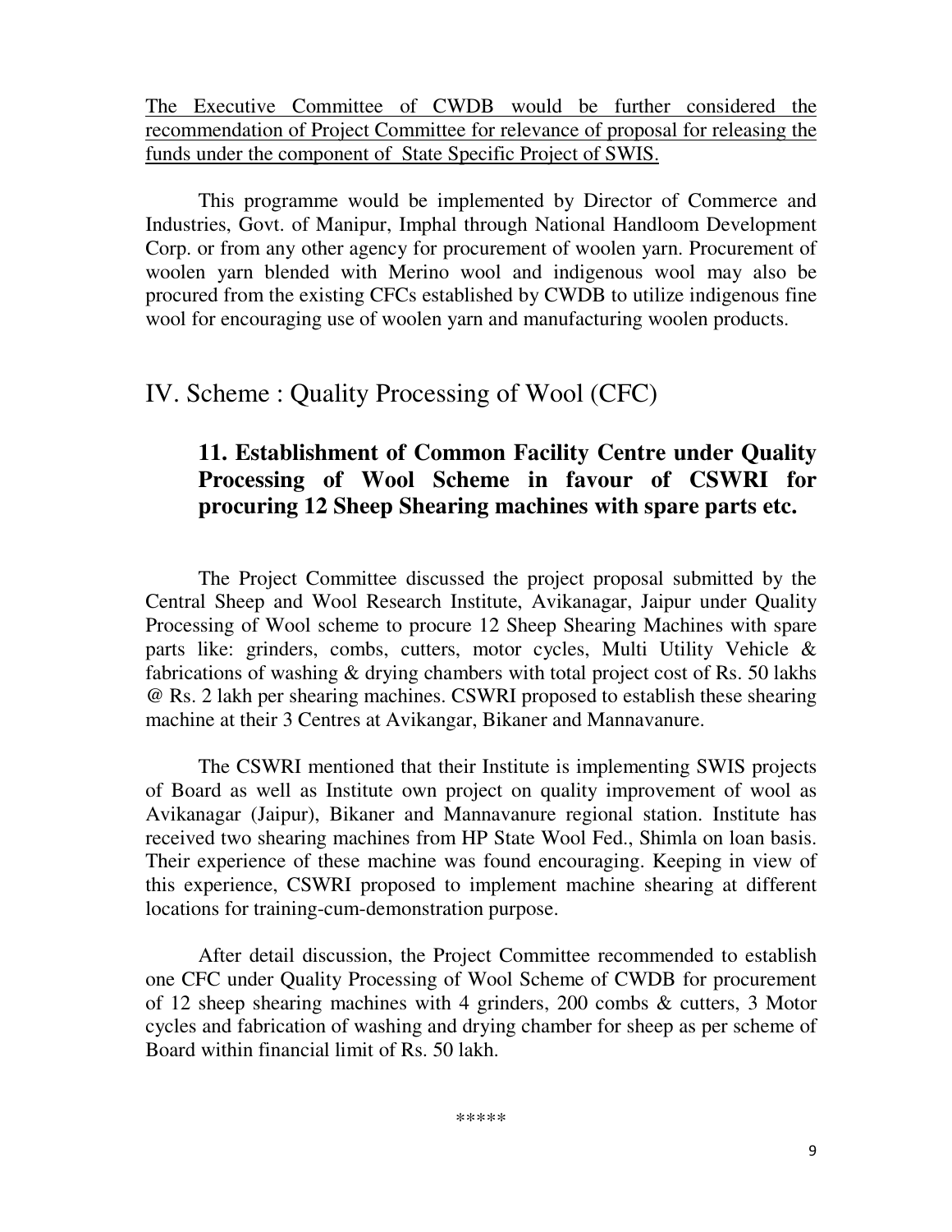The Executive Committee of CWDB would be further considered the recommendation of Project Committee for relevance of proposal for releasing the funds under the component of State Specific Project of SWIS.

This programme would be implemented by Director of Commerce and Industries, Govt. of Manipur, Imphal through National Handloom Development Corp. or from any other agency for procurement of woolen yarn. Procurement of woolen yarn blended with Merino wool and indigenous wool may also be procured from the existing CFCs established by CWDB to utilize indigenous fine wool for encouraging use of woolen yarn and manufacturing woolen products.

## IV. Scheme : Quality Processing of Wool (CFC)

### 11. Establishment of Common Facility Centre under Quality Processing of Wool Scheme in favour of CSWRI for procuring 12 Sheep Shearing machines with spare parts etc.

The Project Committee discussed the project proposal submitted by the Central Sheep and Wool Research Institute, Avikanagar, Jaipur under Quality Processing of Wool scheme to procure 12 Sheep Shearing Machines with spare parts like: grinders, combs, cutters, motor cycles, Multi Utility Vehicle & fabrications of washing & drying chambers with total project cost of Rs. 50 lakhs @ Rs. 2 lakh per shearing machines. CSWRI proposed to establish these shearing machine at their 3 Centres at Avikangar, Bikaner and Mannavanure.

The CSWRI mentioned that their Institute is implementing SWIS projects of Board as well as Institute own project on quality improvement of wool as Avikanagar (Jaipur), Bikaner and Mannavanure regional station. Institute has received two shearing machines from HP State Wool Fed., Shimla on loan basis. Their experience of these machine was found encouraging. Keeping in view of this experience, CSWRI proposed to implement machine shearing at different locations for training-cum-demonstration purpose.

After detail discussion, the Project Committee recommended to establish one CFC under Quality Processing of Wool Scheme of CWDB for procurement of 12 sheep shearing machines with 4 grinders, 200 combs & cutters, 3 Motor cycles and fabrication of washing and drying chamber for sheep as per scheme of Board within financial limit of Rs. 50 lakh.

*****